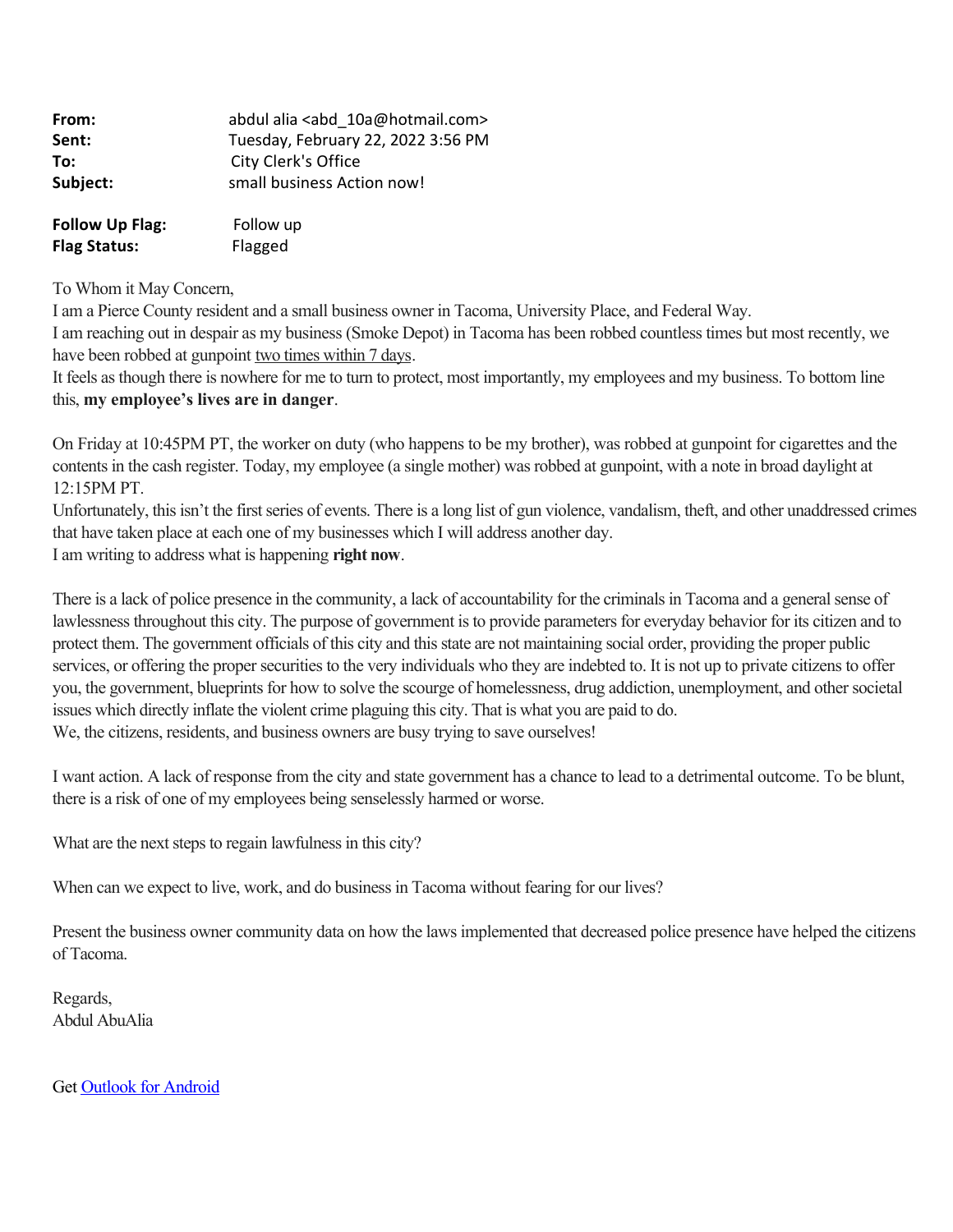**From:** abdul alia <abd_10a@hotmail.com>
**Sent:** Tuesday, February 22, 2022 3:56 PM
**To:** City Clerk's Office
**Subject:** small business Action now!

**Follow Up Flag:** Follow up
**Flag Status:** Flagged

To Whom it May Concern,
I am a Pierce County resident and a small business owner in Tacoma, University Place, and Federal Way.
I am reaching out in despair as my business (Smoke Depot) in Tacoma has been robbed countless times but most recently, we have been robbed at gunpoint <u>two times within 7 days</u>.
It feels as though there is nowhere for me to turn to protect, most importantly, my employees and my business. To bottom line this, **my employee's lives are in danger**.

On Friday at 10:45PM PT, the worker on duty (who happens to be my brother), was robbed at gunpoint for cigarettes and the contents in the cash register. Today, my employee (a single mother) was robbed at gunpoint, with a note in broad daylight at 12:15PM PT.
Unfortunately, this isn't the first series of events. There is a long list of gun violence, vandalism, theft, and other unaddressed crimes that have taken place at each one of my businesses which I will address another day.
I am writing to address what is happening **right now**.

There is a lack of police presence in the community, a lack of accountability for the criminals in Tacoma and a general sense of lawlessness throughout this city. The purpose of government is to provide parameters for everyday behavior for its citizen and to protect them. The government officials of this city and this state are not maintaining social order, providing the proper public services, or offering the proper securities to the very individuals who they are indebted to. It is not up to private citizens to offer you, the government, blueprints for how to solve the scourge of homelessness, drug addiction, unemployment, and other societal issues which directly inflate the violent crime plaguing this city. That is what you are paid to do.
We, the citizens, residents, and business owners are busy trying to save ourselves!

I want action. A lack of response from the city and state government has a chance to lead to a detrimental outcome. To be blunt, there is a risk of one of my employees being senselessly harmed or worse.

What are the next steps to regain lawfulness in this city?

When can we expect to live, work, and do business in Tacoma without fearing for our lives?

Present the business owner community data on how the laws implemented that decreased police presence have helped the citizens of Tacoma.

Regards,
Abdul AbuAlia

Get [Outlook for Android]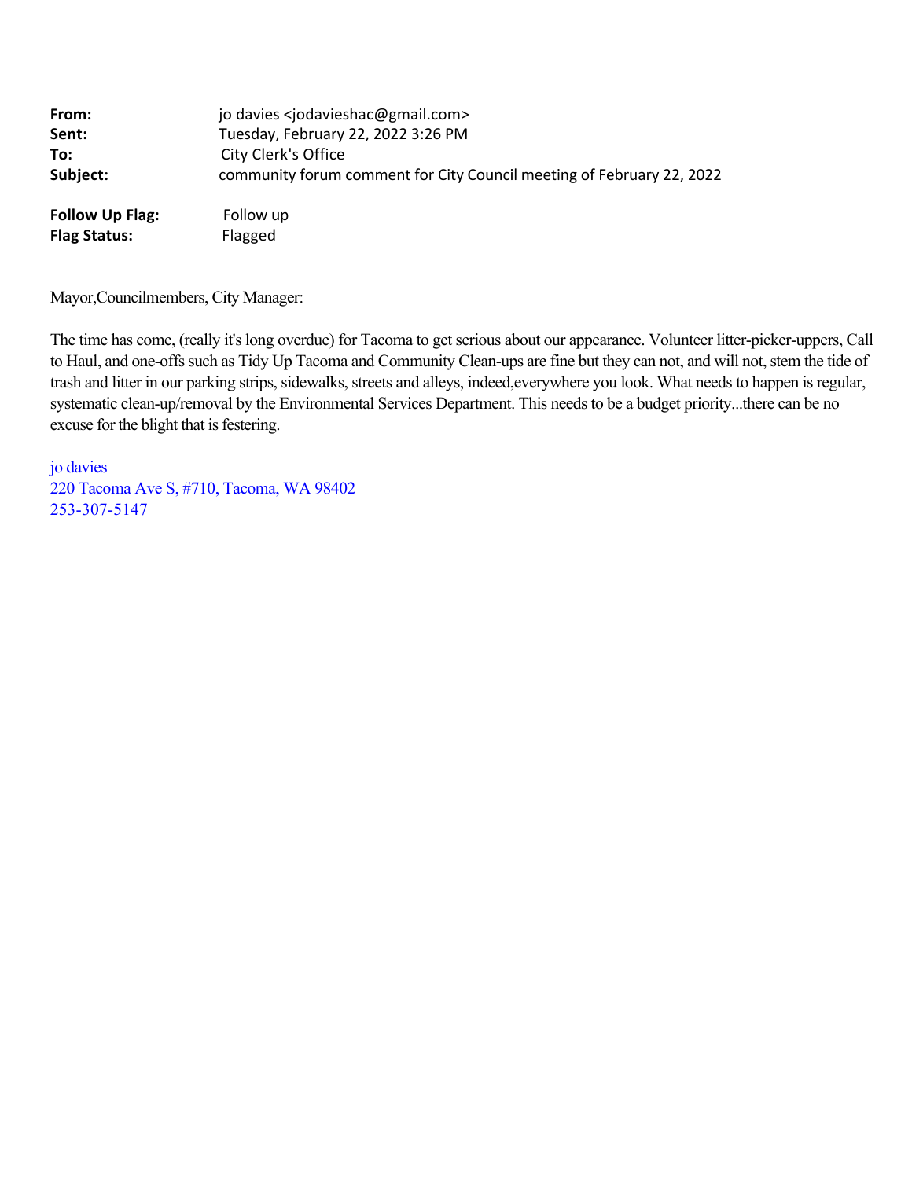| | |
|---|---|
| **From:** | jo davies <jodavieshac@gmail.com> |
| **Sent:** | Tuesday, February 22, 2022 3:26 PM |
| **To:** | City Clerk's Office |
| **Subject:** | community forum comment for City Council meeting of February 22, 2022 |

| | |
|---|---|
| **Follow Up Flag:** | Follow up |
| **Flag Status:** | Flagged |

Mayor,Councilmembers, City Manager:

The time has come, (really it's long overdue) for Tacoma to get serious about our appearance. Volunteer litter-picker-uppers, Call to Haul, and one-offs such as Tidy Up Tacoma and Community Clean-ups are fine but they can not, and will not, stem the tide of trash and litter in our parking strips, sidewalks, streets and alleys, indeed,everywhere you look. What needs to happen is regular, systematic clean-up/removal by the Environmental Services Department. This needs to be a budget priority...there can be no excuse for the blight that is festering.

jo davies
220 Tacoma Ave S, #710, Tacoma, WA 98402
253-307-5147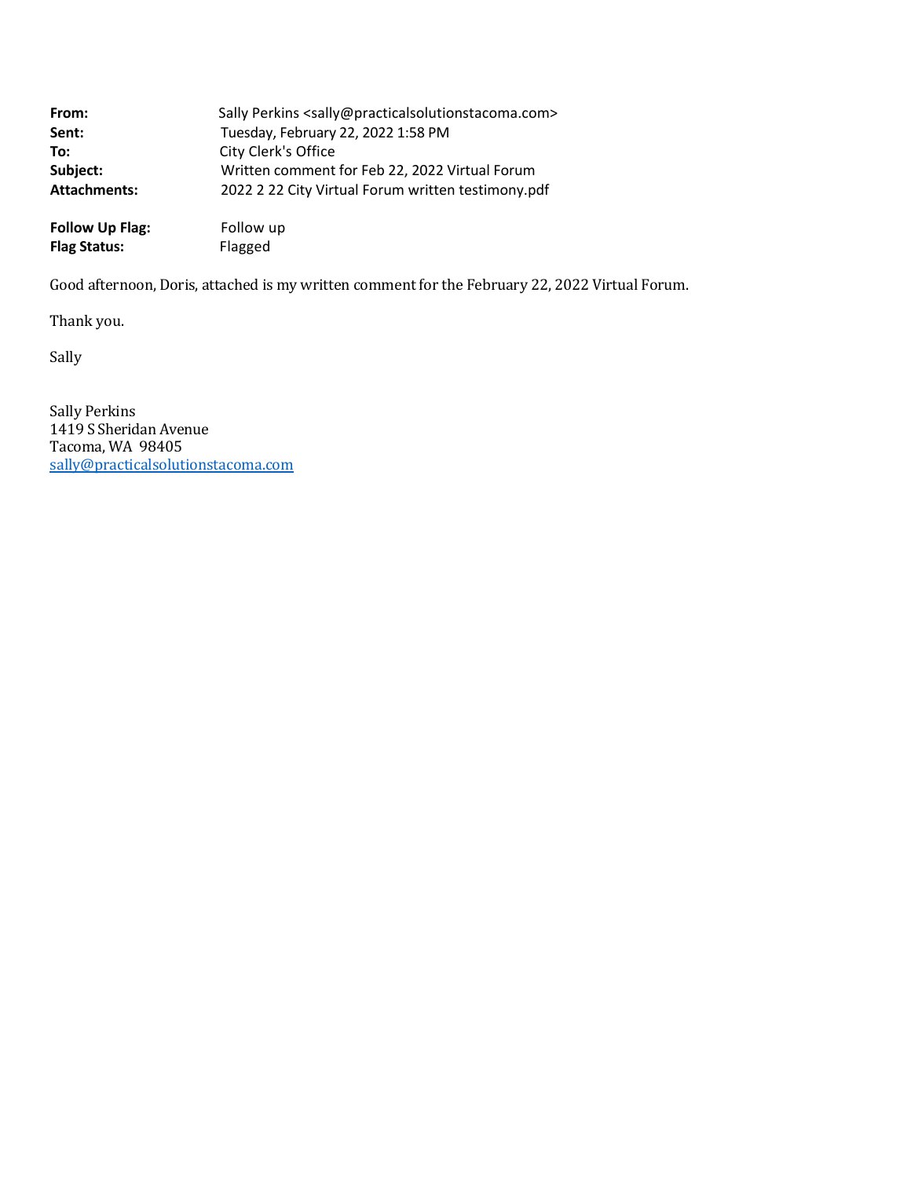**From:** Sally Perkins <sally@practicalsolutionstacoma.com>
**Sent:** Tuesday, February 22, 2022 1:58 PM
**To:** City Clerk's Office
**Subject:** Written comment for Feb 22, 2022 Virtual Forum
**Attachments:** 2022 2 22 City Virtual Forum written testimony.pdf

**Follow Up Flag:** Follow up
**Flag Status:** Flagged

Good afternoon, Doris, attached is my written comment for the February 22, 2022 Virtual Forum.

Thank you.

Sally

Sally Perkins
1419 S Sheridan Avenue
Tacoma, WA 98405
sally@practicalsolutionstacoma.com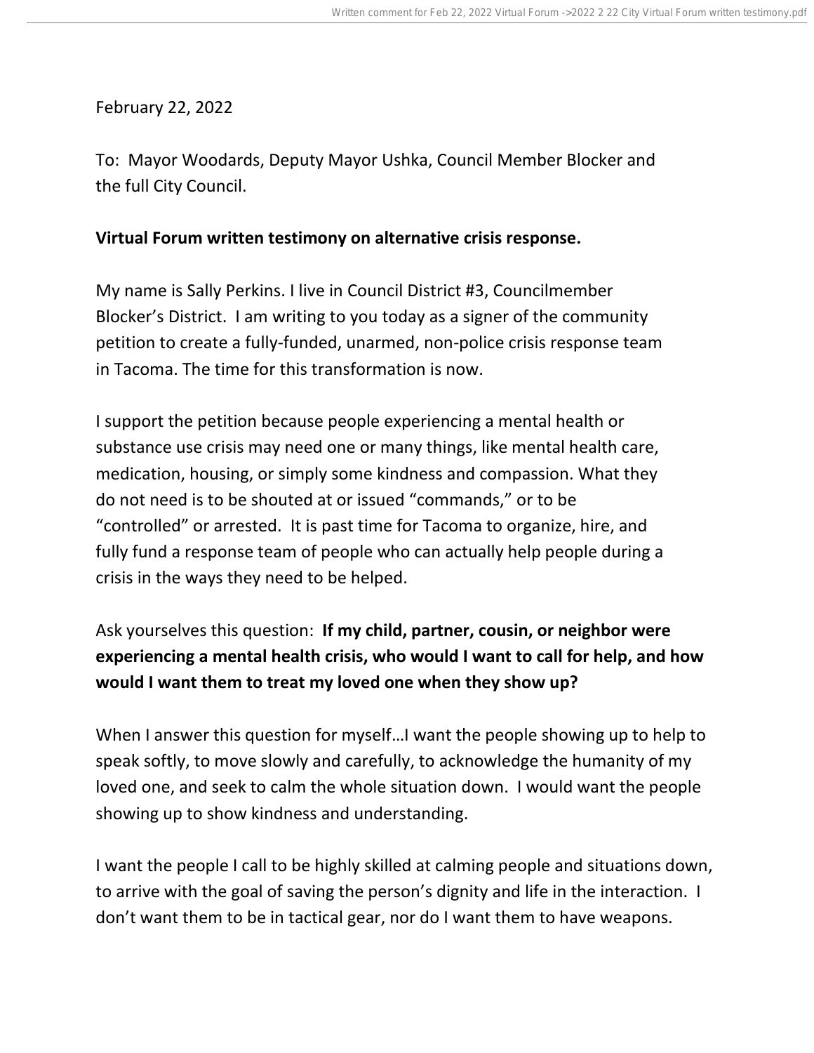February 22, 2022

To: Mayor Woodards, Deputy Mayor Ushka, Council Member Blocker and the full City Council.

**Virtual Forum written testimony on alternative crisis response.**

My name is Sally Perkins. I live in Council District #3, Councilmember Blocker's District. I am writing to you today as a signer of the community petition to create a fully-funded, unarmed, non-police crisis response team in Tacoma. The time for this transformation is now.

I support the petition because people experiencing a mental health or substance use crisis may need one or many things, like mental health care, medication, housing, or simply some kindness and compassion. What they do not need is to be shouted at or issued "commands," or to be "controlled" or arrested. It is past time for Tacoma to organize, hire, and fully fund a response team of people who can actually help people during a crisis in the ways they need to be helped.

Ask yourselves this question: **If my child, partner, cousin, or neighbor were experiencing a mental health crisis, who would I want to call for help, and how would I want them to treat my loved one when they show up?**

When I answer this question for myself…I want the people showing up to help to speak softly, to move slowly and carefully, to acknowledge the humanity of my loved one, and seek to calm the whole situation down. I would want the people showing up to show kindness and understanding.

I want the people I call to be highly skilled at calming people and situations down, to arrive with the goal of saving the person's dignity and life in the interaction. I don't want them to be in tactical gear, nor do I want them to have weapons.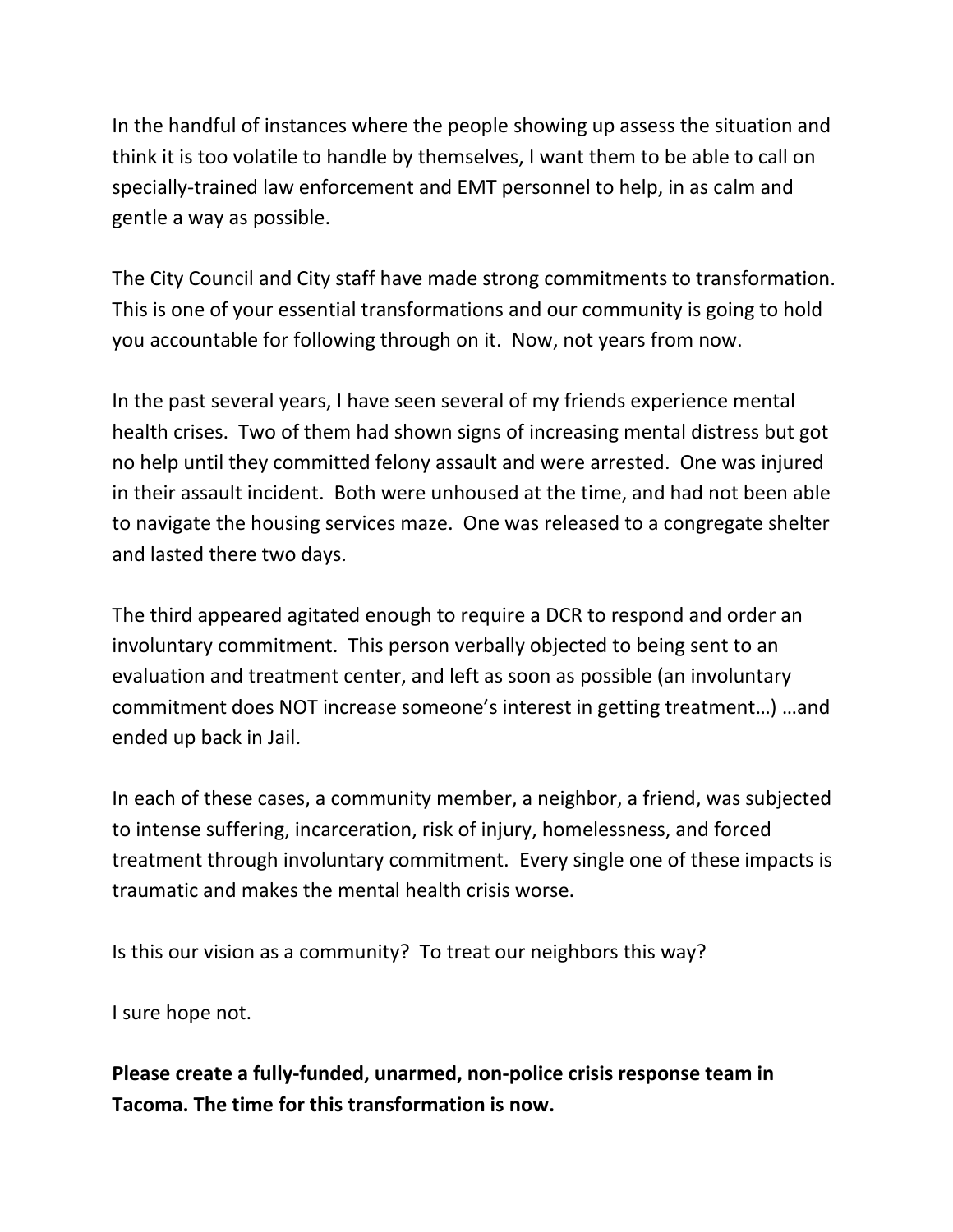In the handful of instances where the people showing up assess the situation and think it is too volatile to handle by themselves, I want them to be able to call on specially-trained law enforcement and EMT personnel to help, in as calm and gentle a way as possible.

The City Council and City staff have made strong commitments to transformation. This is one of your essential transformations and our community is going to hold you accountable for following through on it. Now, not years from now.

In the past several years, I have seen several of my friends experience mental health crises. Two of them had shown signs of increasing mental distress but got no help until they committed felony assault and were arrested. One was injured in their assault incident. Both were unhoused at the time, and had not been able to navigate the housing services maze. One was released to a congregate shelter and lasted there two days.

The third appeared agitated enough to require a DCR to respond and order an involuntary commitment. This person verbally objected to being sent to an evaluation and treatment center, and left as soon as possible (an involuntary commitment does NOT increase someone's interest in getting treatment…) …and ended up back in Jail.

In each of these cases, a community member, a neighbor, a friend, was subjected to intense suffering, incarceration, risk of injury, homelessness, and forced treatment through involuntary commitment. Every single one of these impacts is traumatic and makes the mental health crisis worse.

Is this our vision as a community? To treat our neighbors this way?

I sure hope not.

**Please create a fully-funded, unarmed, non-police crisis response team in Tacoma. The time for this transformation is now.**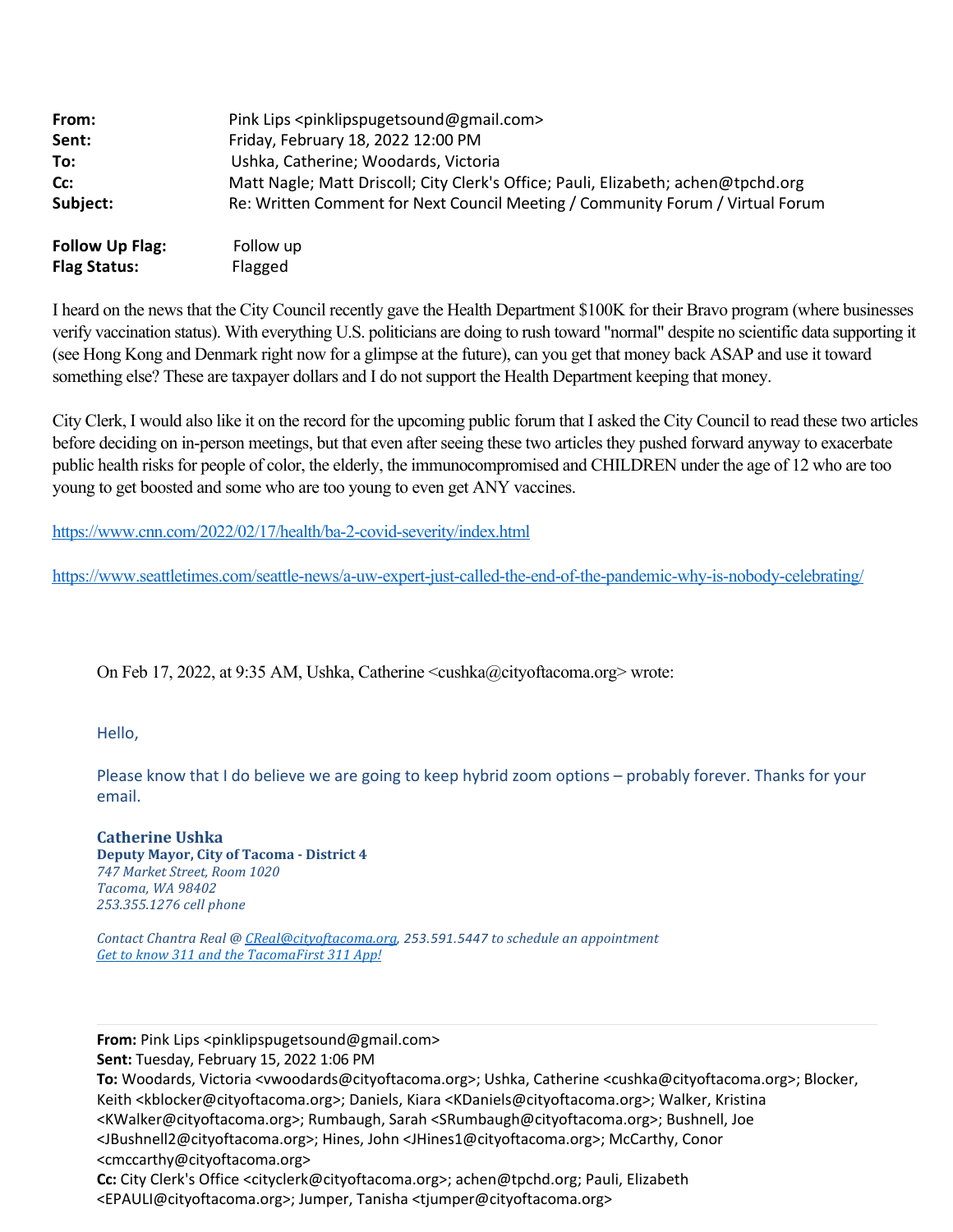| | |
|---|---|
| **From:** | Pink Lips <pinklipspugetsound@gmail.com> |
| **Sent:** | Friday, February 18, 2022 12:00 PM |
| **To:** | Ushka, Catherine; Woodards, Victoria |
| **Cc:** | Matt Nagle; Matt Driscoll; City Clerk's Office; Pauli, Elizabeth; achen@tpchd.org |
| **Subject:** | Re: Written Comment for Next Council Meeting / Community Forum / Virtual Forum |

| | |
|---|---|
| **Follow Up Flag:** | Follow up |
| **Flag Status:** | Flagged |

I heard on the news that the City Council recently gave the Health Department $100K for their Bravo program (where businesses verify vaccination status). With everything U.S. politicians are doing to rush toward "normal" despite no scientific data supporting it (see Hong Kong and Denmark right now for a glimpse at the future), can you get that money back ASAP and use it toward something else? These are taxpayer dollars and I do not support the Health Department keeping that money.

City Clerk, I would also like it on the record for the upcoming public forum that I asked the City Council to read these two articles before deciding on in-person meetings, but that even after seeing these two articles they pushed forward anyway to exacerbate public health risks for people of color, the elderly, the immunocompromised and CHILDREN under the age of 12 who are too young to get boosted and some who are too young to even get ANY vaccines.

https://www.cnn.com/2022/02/17/health/ba-2-covid-severity/index.html

https://www.seattletimes.com/seattle-news/a-uw-expert-just-called-the-end-of-the-pandemic-why-is-nobody-celebrating/

On Feb 17, 2022, at 9:35 AM, Ushka, Catherine <cushka@cityoftacoma.org> wrote:

Hello,

Please know that I do believe we are going to keep hybrid zoom options – probably forever. Thanks for your email.

**Catherine Ushka**
**Deputy Mayor, City of Tacoma - District 4**
*747 Market Street, Room 1020*
*Tacoma, WA 98402*
*253.355.1276 cell phone*

*Contact Chantra Real @ CReal@cityoftacoma.org, 253.591.5447 to schedule an appointment*
*Get to know 311 and the TacomaFirst 311 App!*

**From:** Pink Lips <pinklipspugetsound@gmail.com>
**Sent:** Tuesday, February 15, 2022 1:06 PM
**To:** Woodards, Victoria <vwoodards@cityoftacoma.org>; Ushka, Catherine <cushka@cityoftacoma.org>; Blocker, Keith <kblocker@cityoftacoma.org>; Daniels, Kiara <KDaniels@cityoftacoma.org>; Walker, Kristina <KWalker@cityoftacoma.org>; Rumbaugh, Sarah <SRumbaugh@cityoftacoma.org>; Bushnell, Joe <JBushnell2@cityoftacoma.org>; Hines, John <JHines1@cityoftacoma.org>; McCarthy, Conor <cmccarthy@cityoftacoma.org>
**Cc:** City Clerk's Office <cityclerk@cityoftacoma.org>; achen@tpchd.org; Pauli, Elizabeth <EPAULI@cityoftacoma.org>; Jumper, Tanisha <tjumper@cityoftacoma.org>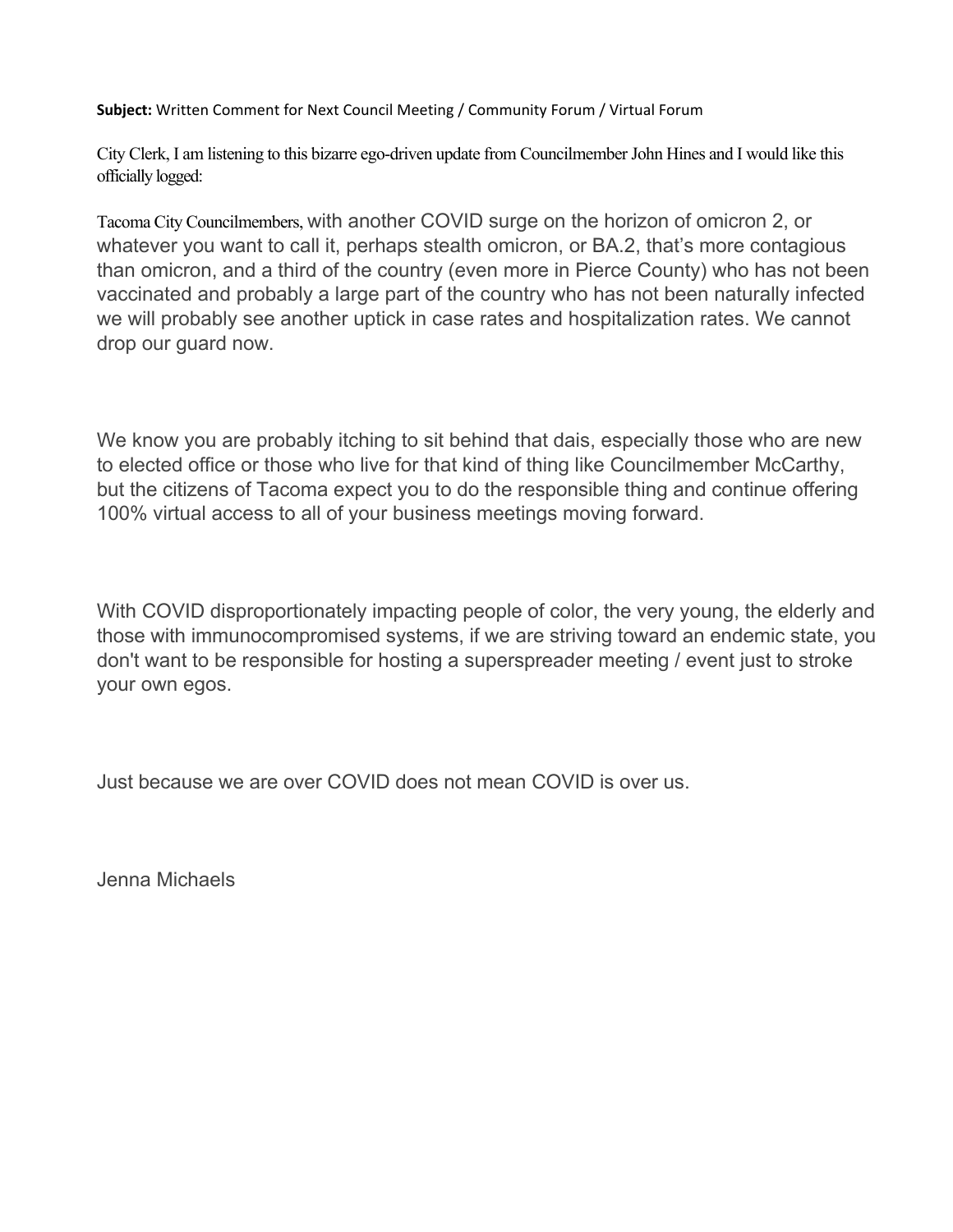**Subject:** Written Comment for Next Council Meeting / Community Forum / Virtual Forum

City Clerk, I am listening to this bizarre ego-driven update from Councilmember John Hines and I would like this officially logged:

Tacoma City Councilmembers, with another COVID surge on the horizon of omicron 2, or whatever you want to call it, perhaps stealth omicron, or BA.2, that's more contagious than omicron, and a third of the country (even more in Pierce County) who has not been vaccinated and probably a large part of the country who has not been naturally infected we will probably see another uptick in case rates and hospitalization rates. We cannot drop our guard now.

We know you are probably itching to sit behind that dais, especially those who are new to elected office or those who live for that kind of thing like Councilmember McCarthy, but the citizens of Tacoma expect you to do the responsible thing and continue offering 100% virtual access to all of your business meetings moving forward.

With COVID disproportionately impacting people of color, the very young, the elderly and those with immunocompromised systems, if we are striving toward an endemic state, you don't want to be responsible for hosting a superspreader meeting / event just to stroke your own egos.

Just because we are over COVID does not mean COVID is over us.

Jenna Michaels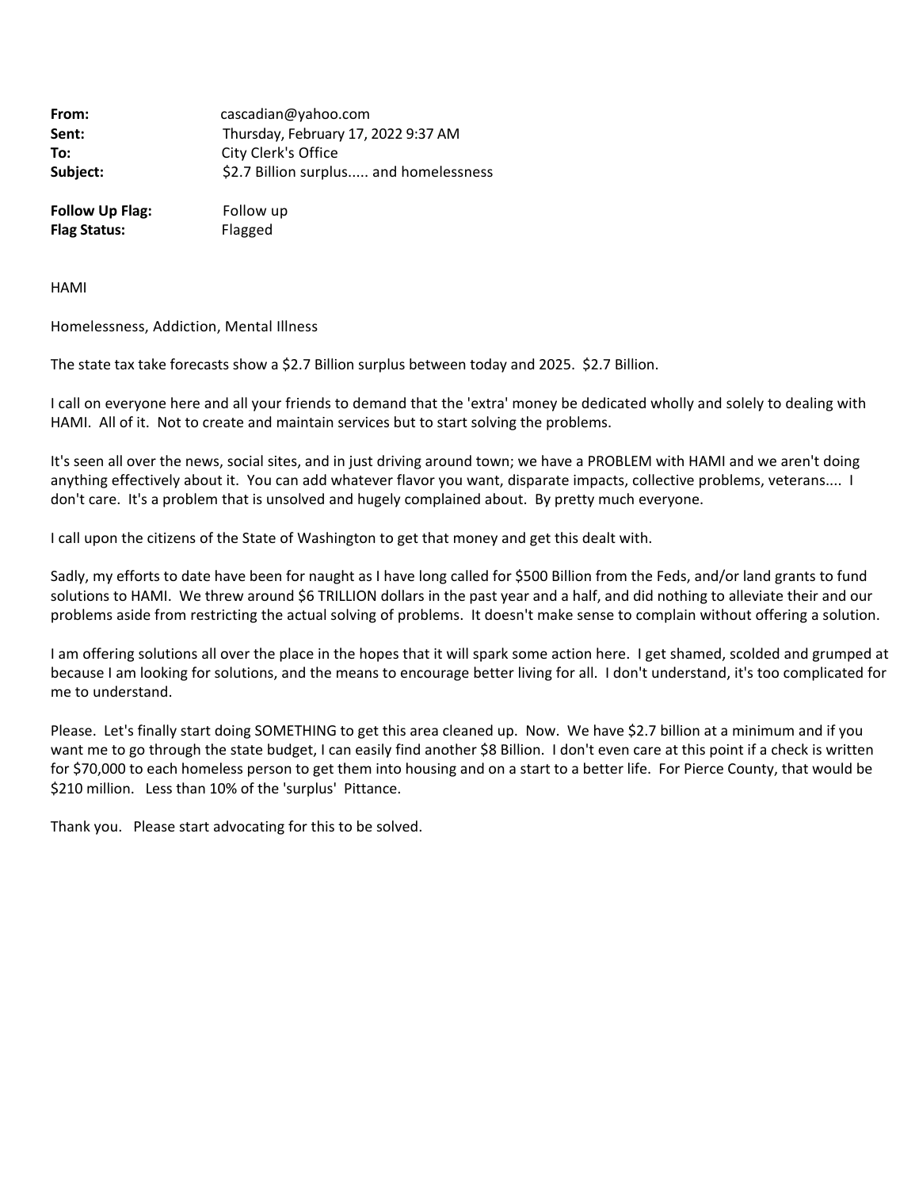| | |
|---|---|
| **From:** | cascadian@yahoo.com |
| **Sent:** | Thursday, February 17, 2022 9:37 AM |
| **To:** | City Clerk's Office |
| **Subject:** | $2.7 Billion surplus..... and homelessness |

| | |
|---|---|
| **Follow Up Flag:** | Follow up |
| **Flag Status:** | Flagged |

HAMI

Homelessness, Addiction, Mental Illness

The state tax take forecasts show a $2.7 Billion surplus between today and 2025. $2.7 Billion.

I call on everyone here and all your friends to demand that the 'extra' money be dedicated wholly and solely to dealing with HAMI. All of it. Not to create and maintain services but to start solving the problems.

It's seen all over the news, social sites, and in just driving around town; we have a PROBLEM with HAMI and we aren't doing anything effectively about it. You can add whatever flavor you want, disparate impacts, collective problems, veterans.... I don't care. It's a problem that is unsolved and hugely complained about. By pretty much everyone.

I call upon the citizens of the State of Washington to get that money and get this dealt with.

Sadly, my efforts to date have been for naught as I have long called for $500 Billion from the Feds, and/or land grants to fund solutions to HAMI. We threw around $6 TRILLION dollars in the past year and a half, and did nothing to alleviate their and our problems aside from restricting the actual solving of problems. It doesn't make sense to complain without offering a solution.

I am offering solutions all over the place in the hopes that it will spark some action here. I get shamed, scolded and grumped at because I am looking for solutions, and the means to encourage better living for all. I don't understand, it's too complicated for me to understand.

Please. Let's finally start doing SOMETHING to get this area cleaned up. Now. We have $2.7 billion at a minimum and if you want me to go through the state budget, I can easily find another $8 Billion. I don't even care at this point if a check is written for $70,000 to each homeless person to get them into housing and on a start to a better life. For Pierce County, that would be $210 million. Less than 10% of the 'surplus' Pittance.

Thank you. Please start advocating for this to be solved.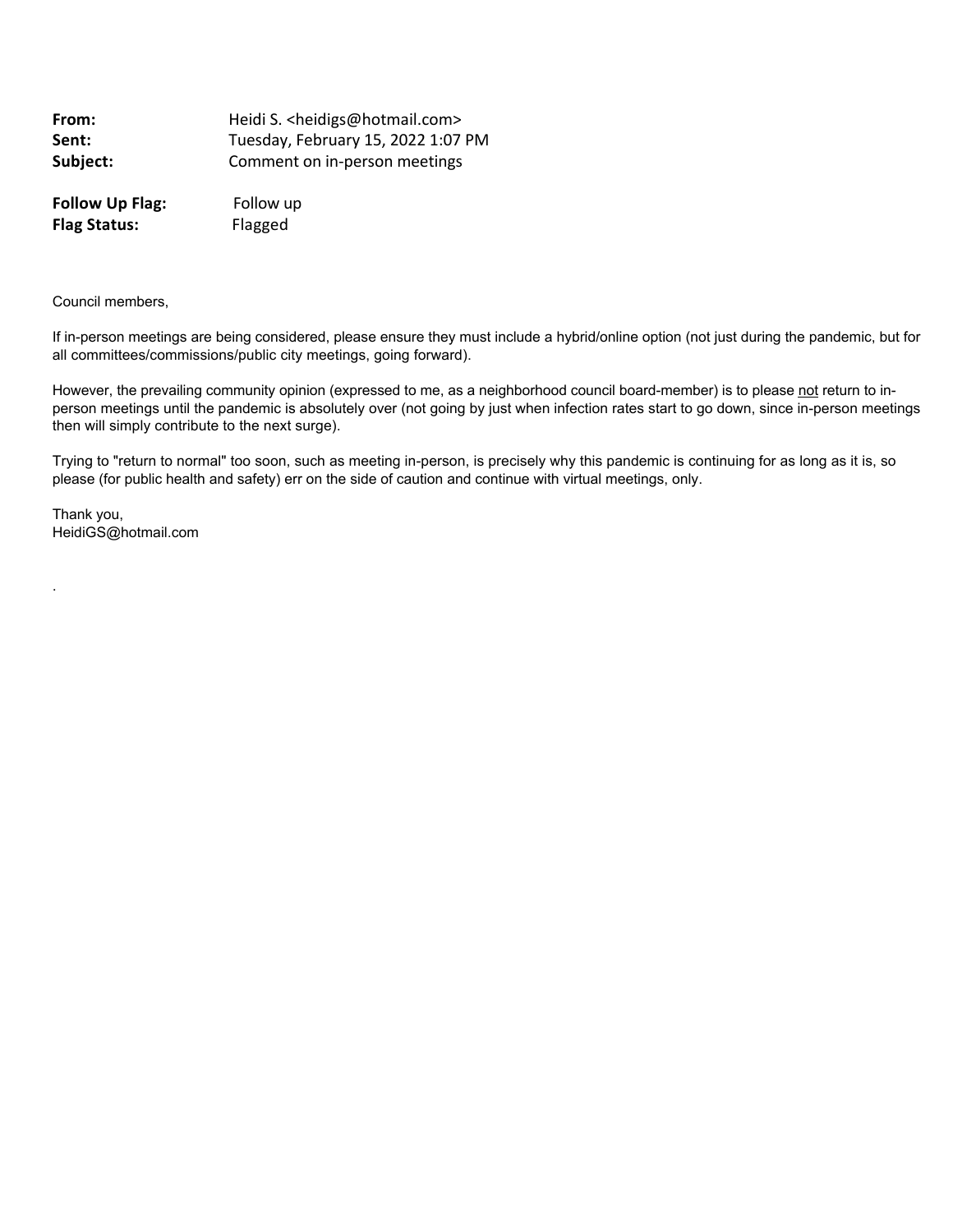**From:** Heidi S. <heidigs@hotmail.com>
**Sent:** Tuesday, February 15, 2022 1:07 PM
**Subject:** Comment on in-person meetings

**Follow Up Flag:** Follow up
**Flag Status:** Flagged

Council members,

If in-person meetings are being considered, please ensure they must include a hybrid/online option (not just during the pandemic, but for all committees/commissions/public city meetings, going forward).

However, the prevailing community opinion (expressed to me, as a neighborhood council board-member) is to please <u>not</u> return to in-person meetings until the pandemic is absolutely over (not going by just when infection rates start to go down, since in-person meetings then will simply contribute to the next surge).

Trying to "return to normal" too soon, such as meeting in-person, is precisely why this pandemic is continuing for as long as it is, so please (for public health and safety) err on the side of caution and continue with virtual meetings, only.

Thank you,
HeidiGS@hotmail.com

.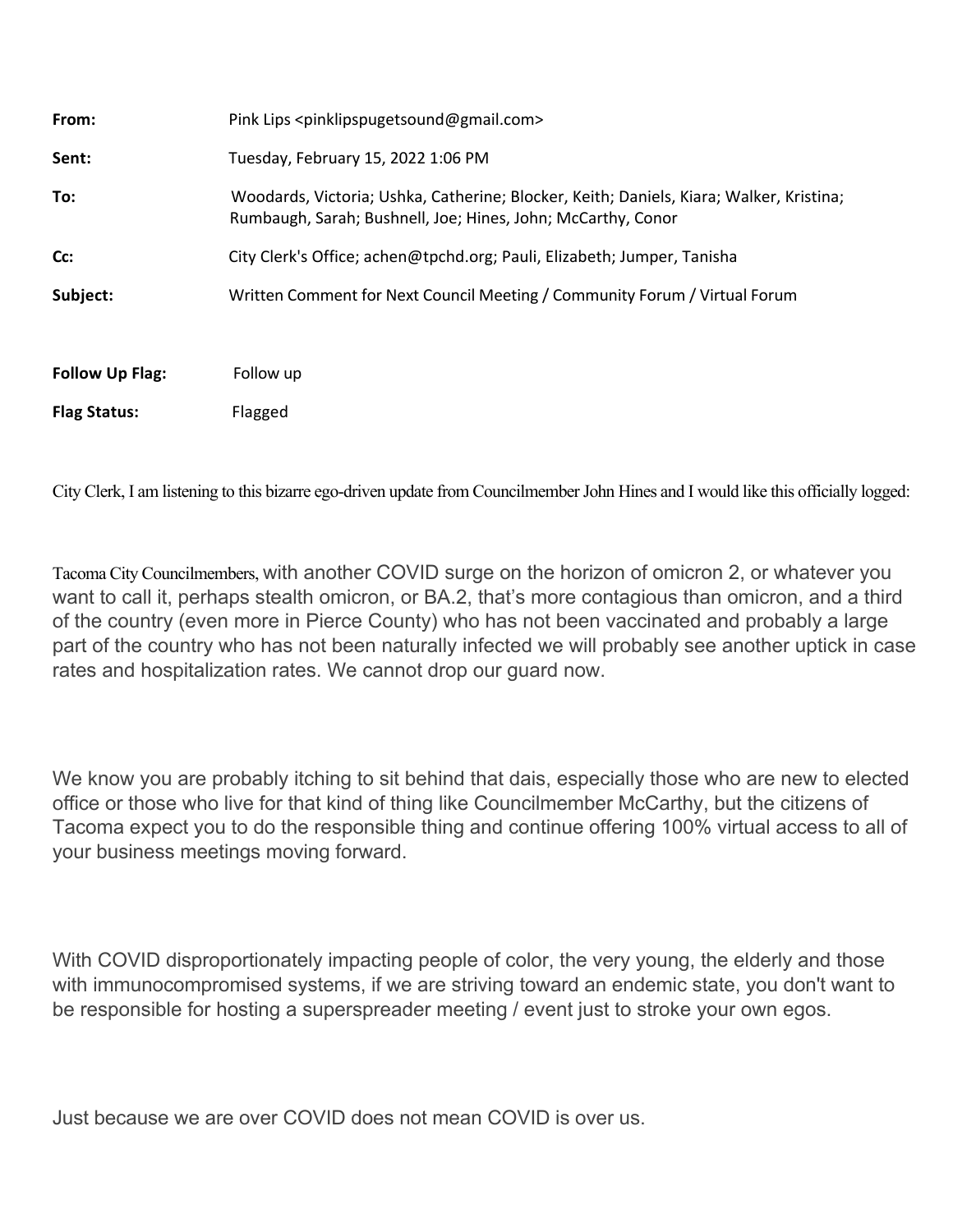| | |
|---|---|
| **From:** | Pink Lips <pinklipspugetsound@gmail.com> |
| **Sent:** | Tuesday, February 15, 2022 1:06 PM |
| **To:** | Woodards, Victoria; Ushka, Catherine; Blocker, Keith; Daniels, Kiara; Walker, Kristina; Rumbaugh, Sarah; Bushnell, Joe; Hines, John; McCarthy, Conor |
| **Cc:** | City Clerk's Office; achen@tpchd.org; Pauli, Elizabeth; Jumper, Tanisha |
| **Subject:** | Written Comment for Next Council Meeting / Community Forum / Virtual Forum |
| **Follow Up Flag:** | Follow up |
| **Flag Status:** | Flagged |

City Clerk, I am listening to this bizarre ego-driven update from Councilmember John Hines and I would like this officially logged:

Tacoma City Councilmembers, with another COVID surge on the horizon of omicron 2, or whatever you want to call it, perhaps stealth omicron, or BA.2, that's more contagious than omicron, and a third of the country (even more in Pierce County) who has not been vaccinated and probably a large part of the country who has not been naturally infected we will probably see another uptick in case rates and hospitalization rates. We cannot drop our guard now.

We know you are probably itching to sit behind that dais, especially those who are new to elected office or those who live for that kind of thing like Councilmember McCarthy, but the citizens of Tacoma expect you to do the responsible thing and continue offering 100% virtual access to all of your business meetings moving forward.

With COVID disproportionately impacting people of color, the very young, the elderly and those with immunocompromised systems, if we are striving toward an endemic state, you don't want to be responsible for hosting a superspreader meeting / event just to stroke your own egos.

Just because we are over COVID does not mean COVID is over us.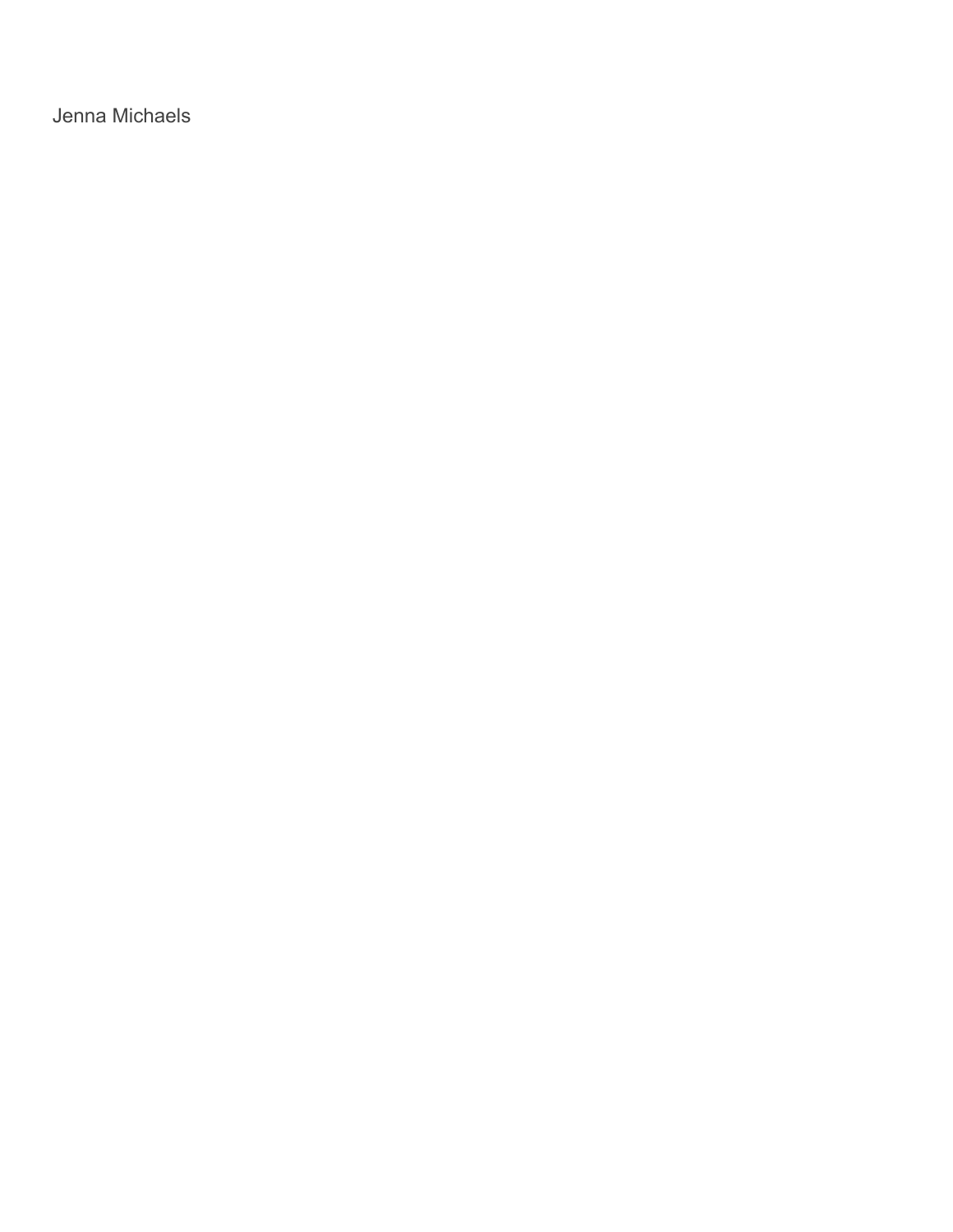Jenna Michaels